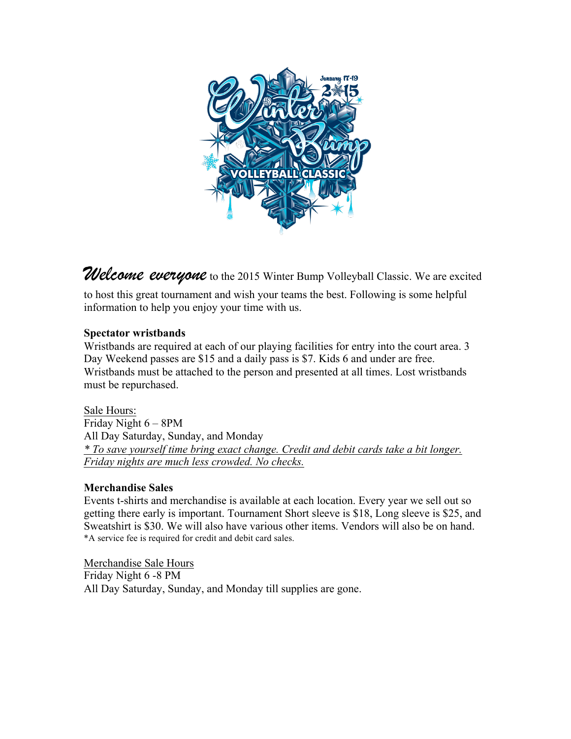***Welcome everyone*** to the 2015 Winter Bump Volleyball Classic. We are excited to host this great tournament and wish your teams the best. Following is some helpful information to help you enjoy your time with us.

**Spectator wristbands**

Wristbands are required at each of our playing facilities for entry into the court area. 3 Day Weekend passes are $15 and a daily pass is $7. Kids 6 and under are free. Wristbands must be attached to the person and presented at all times. Lost wristbands must be repurchased.

<u>Sale Hours:</u>
Friday Night 6 – 8PM
All Day Saturday, Sunday, and Monday
<u>*\* To save yourself time bring exact change. Credit and debit cards take a bit longer. Friday nights are much less crowded. No checks.*</u>

**Merchandise Sales**

Events t-shirts and merchandise is available at each location. Every year we sell out so getting there early is important. Tournament Short sleeve is $18, Long sleeve is $25, and Sweatshirt is $30. We will also have various other items. Vendors will also be on hand.
*A service fee is required for credit and debit card sales.

<u>Merchandise Sale Hours</u>
Friday Night 6 -8 PM
All Day Saturday, Sunday, and Monday till supplies are gone.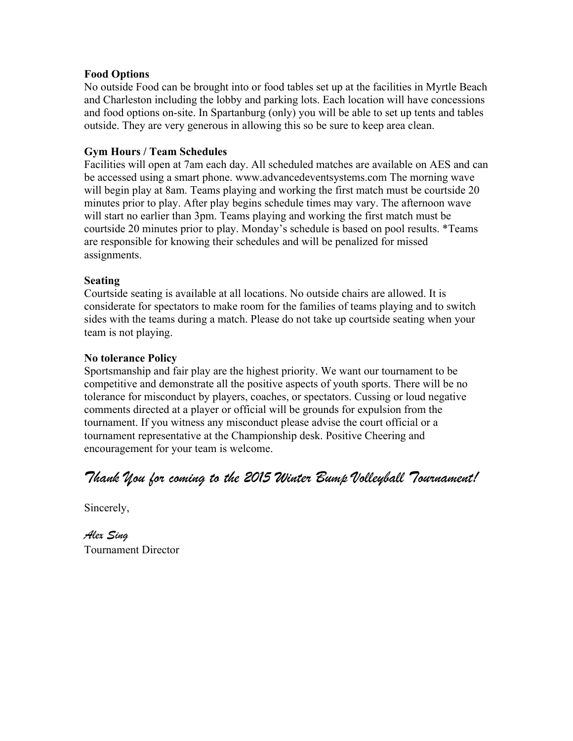**Food Options**

No outside Food can be brought into or food tables set up at the facilities in Myrtle Beach and Charleston including the lobby and parking lots. Each location will have concessions and food options on-site. In Spartanburg (only) you will be able to set up tents and tables outside. They are very generous in allowing this so be sure to keep area clean.

**Gym Hours / Team Schedules**

Facilities will open at 7am each day. All scheduled matches are available on AES and can be accessed using a smart phone. www.advancedeventsystems.com The morning wave will begin play at 8am. Teams playing and working the first match must be courtside 20 minutes prior to play. After play begins schedule times may vary. The afternoon wave will start no earlier than 3pm. Teams playing and working the first match must be courtside 20 minutes prior to play. Monday's schedule is based on pool results. *Teams are responsible for knowing their schedules and will be penalized for missed assignments.

**Seating**

Courtside seating is available at all locations. No outside chairs are allowed. It is considerate for spectators to make room for the families of teams playing and to switch sides with the teams during a match. Please do not take up courtside seating when your team is not playing.

**No tolerance Policy**

Sportsmanship and fair play are the highest priority. We want our tournament to be competitive and demonstrate all the positive aspects of youth sports. There will be no tolerance for misconduct by players, coaches, or spectators. Cussing or loud negative comments directed at a player or official will be grounds for expulsion from the tournament. If you witness any misconduct please advise the court official or a tournament representative at the Championship desk. Positive Cheering and encouragement for your team is welcome.

*Thank You for coming to the 2015 Winter Bump Volleyball Tournament!*

Sincerely,

*Alex Sing*
Tournament Director